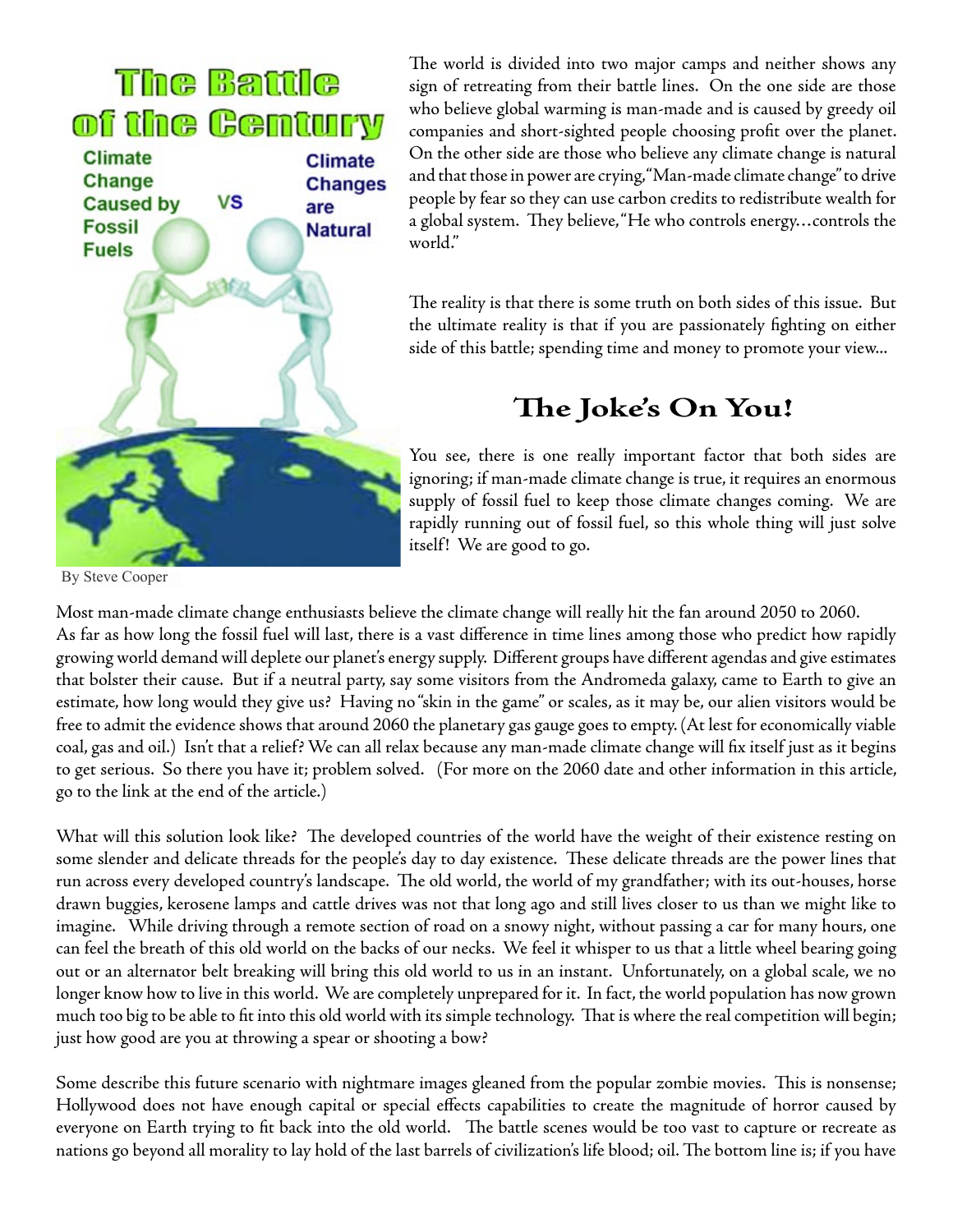# The Battle of the Century

Climate Change Caused by Fossil Fuels VS Climate Changes are Natural

By Steve Cooper

The world is divided into two major camps and neither shows any sign of retreating from their battle lines. On the one side are those who believe global warming is man-made and is caused by greedy oil companies and short-sighted people choosing profit over the planet. On the other side are those who believe any climate change is natural and that those in power are crying, "Man-made climate change" to drive people by fear so they can use carbon credits to redistribute wealth for a global system. They believe, "He who controls energy…controls the world."

The reality is that there is some truth on both sides of this issue. But the ultimate reality is that if you are passionately fighting on either side of this battle; spending time and money to promote your view...

## The Joke's On You!

You see, there is one really important factor that both sides are ignoring; if man-made climate change is true, it requires an enormous supply of fossil fuel to keep those climate changes coming. We are rapidly running out of fossil fuel, so this whole thing will just solve itself! We are good to go.

Most man-made climate change enthusiasts believe the climate change will really hit the fan around 2050 to 2060. As far as how long the fossil fuel will last, there is a vast difference in time lines among those who predict how rapidly growing world demand will deplete our planet's energy supply. Different groups have different agendas and give estimates that bolster their cause. But if a neutral party, say some visitors from the Andromeda galaxy, came to Earth to give an estimate, how long would they give us? Having no "skin in the game" or scales, as it may be, our alien visitors would be free to admit the evidence shows that around 2060 the planetary gas gauge goes to empty. (At lest for economically viable coal, gas and oil.) Isn't that a relief? We can all relax because any man-made climate change will fix itself just as it begins to get serious. So there you have it; problem solved. (For more on the 2060 date and other information in this article, go to the link at the end of the article.)

What will this solution look like? The developed countries of the world have the weight of their existence resting on some slender and delicate threads for the people's day to day existence. These delicate threads are the power lines that run across every developed country's landscape. The old world, the world of my grandfather; with its out-houses, horse drawn buggies, kerosene lamps and cattle drives was not that long ago and still lives closer to us than we might like to imagine. While driving through a remote section of road on a snowy night, without passing a car for many hours, one can feel the breath of this old world on the backs of our necks. We feel it whisper to us that a little wheel bearing going out or an alternator belt breaking will bring this old world to us in an instant. Unfortunately, on a global scale, we no longer know how to live in this world. We are completely unprepared for it. In fact, the world population has now grown much too big to be able to fit into this old world with its simple technology. That is where the real competition will begin; just how good are you at throwing a spear or shooting a bow?

Some describe this future scenario with nightmare images gleaned from the popular zombie movies. This is nonsense; Hollywood does not have enough capital or special effects capabilities to create the magnitude of horror caused by everyone on Earth trying to fit back into the old world. The battle scenes would be too vast to capture or recreate as nations go beyond all morality to lay hold of the last barrels of civilization's life blood; oil. The bottom line is; if you have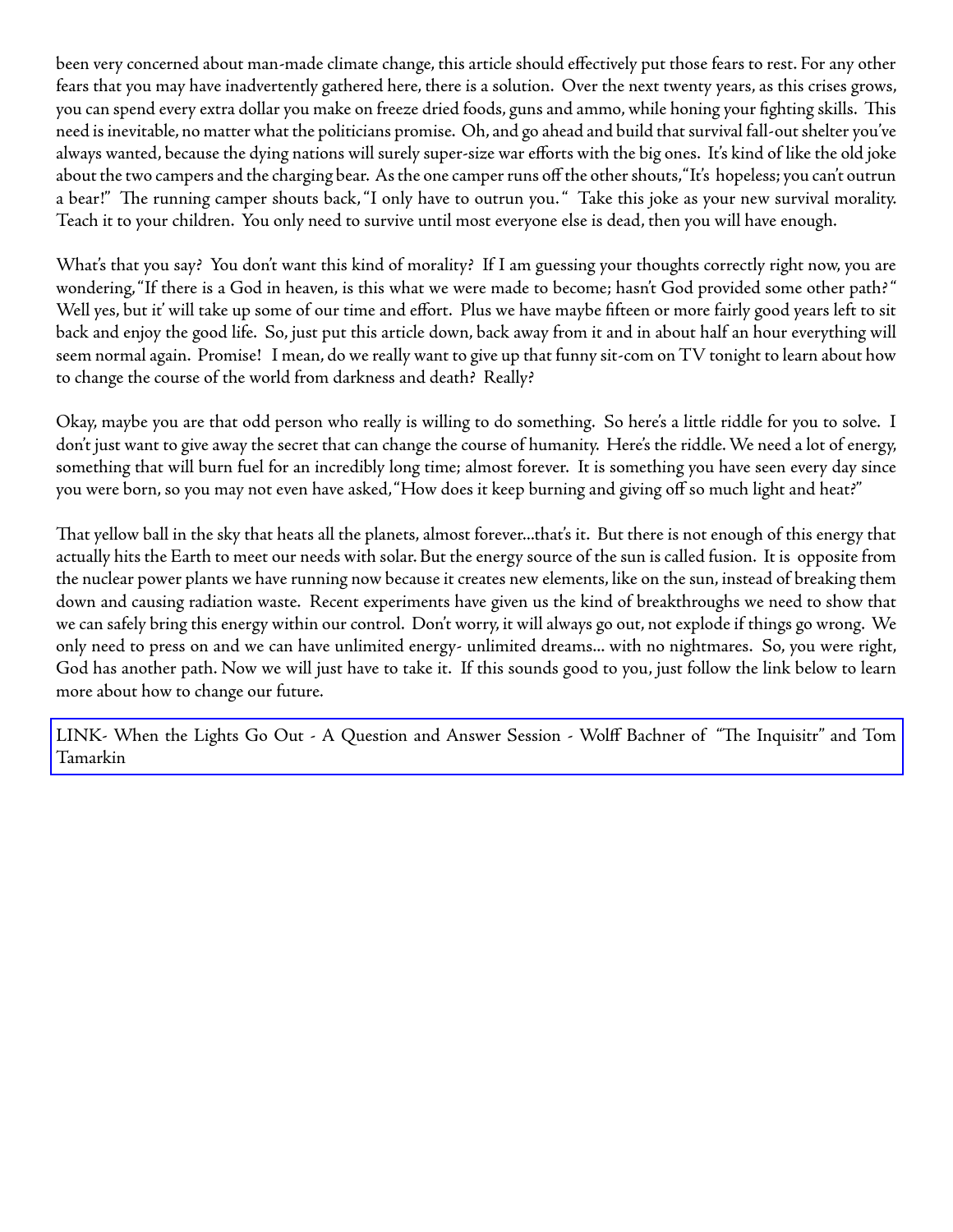been very concerned about man-made climate change, this article should effectively put those fears to rest. For any other fears that you may have inadvertently gathered here, there is a solution. Over the next twenty years, as this crises grows, you can spend every extra dollar you make on freeze dried foods, guns and ammo, while honing your fighting skills. This need is inevitable, no matter what the politicians promise. Oh, and go ahead and build that survival fall-out shelter you've always wanted, because the dying nations will surely super-size war efforts with the big ones. It's kind of like the old joke about the two campers and the charging bear. As the one camper runs off the other shouts, "It's hopeless; you can't outrun a bear!" The running camper shouts back, "I only have to outrun you." Take this joke as your new survival morality. Teach it to your children. You only need to survive until most everyone else is dead, then you will have enough.

What's that you say? You don't want this kind of morality? If I am guessing your thoughts correctly right now, you are wondering, "If there is a God in heaven, is this what we were made to become; hasn't God provided some other path?" Well yes, but it' will take up some of our time and effort. Plus we have maybe fifteen or more fairly good years left to sit back and enjoy the good life. So, just put this article down, back away from it and in about half an hour everything will seem normal again. Promise! I mean, do we really want to give up that funny sit-com on TV tonight to learn about how to change the course of the world from darkness and death? Really?

Okay, maybe you are that odd person who really is willing to do something. So here's a little riddle for you to solve. I don't just want to give away the secret that can change the course of humanity. Here's the riddle. We need a lot of energy, something that will burn fuel for an incredibly long time; almost forever. It is something you have seen every day since you were born, so you may not even have asked, "How does it keep burning and giving off so much light and heat?"

That yellow ball in the sky that heats all the planets, almost forever...that's it. But there is not enough of this energy that actually hits the Earth to meet our needs with solar. But the energy source of the sun is called fusion. It is opposite from the nuclear power plants we have running now because it creates new elements, like on the sun, instead of breaking them down and causing radiation waste. Recent experiments have given us the kind of breakthroughs we need to show that we can safely bring this energy within our control. Don't worry, it will always go out, not explode if things go wrong. We only need to press on and we can have unlimited energy- unlimited dreams... with no nightmares. So, you were right, God has another path. Now we will just have to take it. If this sounds good to you, just follow the link below to learn more about how to change our future.

LINK- When the Lights Go Out - A Question and Answer Session - Wolff Bachner of "The Inquisitr" and Tom Tamarkin